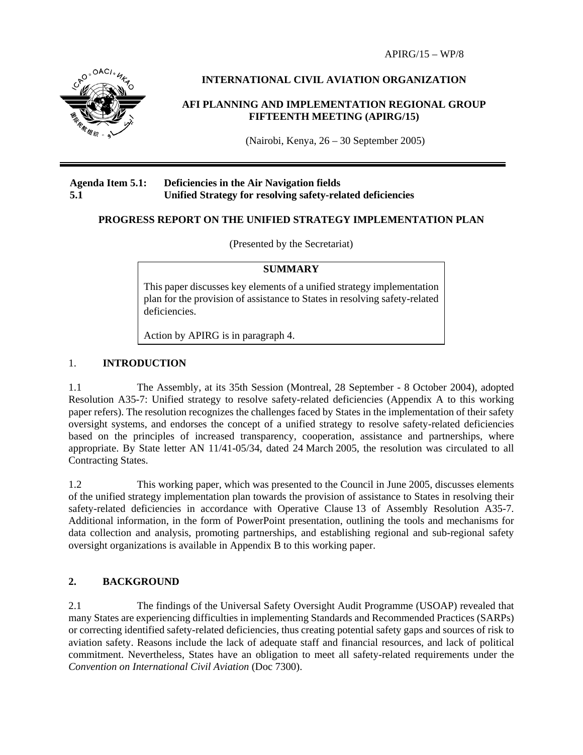APIRG/15 – WP/8

**INTERNATIONAL CIVIL AVIATION ORGANIZATION**

**AFI PLANNING AND IMPLEMENTATION REGIONAL GROUP FIFTEENTH MEETING (APIRG/15)**

(Nairobi, Kenya, 26 – 30 September 2005)

---

**Agenda Item 5.1: Deficiencies in the Air Navigation fields**
**5.1 Unified Strategy for resolving safety-related deficiencies**

**PROGRESS REPORT ON THE UNIFIED STRATEGY IMPLEMENTATION PLAN**

(Presented by the Secretariat)

| **SUMMARY** |
|---|
| This paper discusses key elements of a unified strategy implementation plan for the provision of assistance to States in resolving safety-related deficiencies.<br><br>Action by APIRG is in paragraph 4. |

## 1. INTRODUCTION

1.1 The Assembly, at its 35th Session (Montreal, 28 September - 8 October 2004), adopted Resolution A35-7: Unified strategy to resolve safety-related deficiencies (Appendix A to this working paper refers). The resolution recognizes the challenges faced by States in the implementation of their safety oversight systems, and endorses the concept of a unified strategy to resolve safety-related deficiencies based on the principles of increased transparency, cooperation, assistance and partnerships, where appropriate. By State letter AN 11/41-05/34, dated 24 March 2005, the resolution was circulated to all Contracting States.

1.2 This working paper, which was presented to the Council in June 2005, discusses elements of the unified strategy implementation plan towards the provision of assistance to States in resolving their safety-related deficiencies in accordance with Operative Clause 13 of Assembly Resolution A35-7. Additional information, in the form of PowerPoint presentation, outlining the tools and mechanisms for data collection and analysis, promoting partnerships, and establishing regional and sub-regional safety oversight organizations is available in Appendix B to this working paper.

## 2. BACKGROUND

2.1 The findings of the Universal Safety Oversight Audit Programme (USOAP) revealed that many States are experiencing difficulties in implementing Standards and Recommended Practices (SARPs) or correcting identified safety-related deficiencies, thus creating potential safety gaps and sources of risk to aviation safety. Reasons include the lack of adequate staff and financial resources, and lack of political commitment. Nevertheless, States have an obligation to meet all safety-related requirements under the *Convention on International Civil Aviation* (Doc 7300).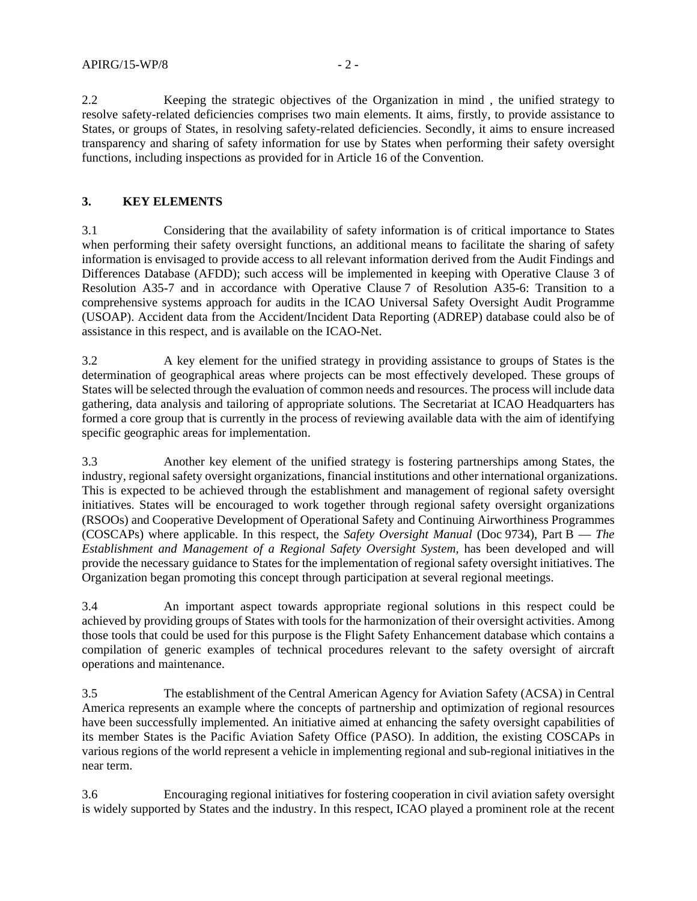2.2 Keeping the strategic objectives of the Organization in mind , the unified strategy to resolve safety-related deficiencies comprises two main elements. It aims, firstly, to provide assistance to States, or groups of States, in resolving safety-related deficiencies. Secondly, it aims to ensure increased transparency and sharing of safety information for use by States when performing their safety oversight functions, including inspections as provided for in Article 16 of the Convention.

## 3. KEY ELEMENTS

3.1 Considering that the availability of safety information is of critical importance to States when performing their safety oversight functions, an additional means to facilitate the sharing of safety information is envisaged to provide access to all relevant information derived from the Audit Findings and Differences Database (AFDD); such access will be implemented in keeping with Operative Clause 3 of Resolution A35-7 and in accordance with Operative Clause 7 of Resolution A35-6: Transition to a comprehensive systems approach for audits in the ICAO Universal Safety Oversight Audit Programme (USOAP). Accident data from the Accident/Incident Data Reporting (ADREP) database could also be of assistance in this respect, and is available on the ICAO-Net.

3.2 A key element for the unified strategy in providing assistance to groups of States is the determination of geographical areas where projects can be most effectively developed. These groups of States will be selected through the evaluation of common needs and resources. The process will include data gathering, data analysis and tailoring of appropriate solutions. The Secretariat at ICAO Headquarters has formed a core group that is currently in the process of reviewing available data with the aim of identifying specific geographic areas for implementation.

3.3 Another key element of the unified strategy is fostering partnerships among States, the industry, regional safety oversight organizations, financial institutions and other international organizations. This is expected to be achieved through the establishment and management of regional safety oversight initiatives. States will be encouraged to work together through regional safety oversight organizations (RSOOs) and Cooperative Development of Operational Safety and Continuing Airworthiness Programmes (COSCAPs) where applicable. In this respect, the *Safety Oversight Manual* (Doc 9734), Part B — *The Establishment and Management of a Regional Safety Oversight System*, has been developed and will provide the necessary guidance to States for the implementation of regional safety oversight initiatives. The Organization began promoting this concept through participation at several regional meetings.

3.4 An important aspect towards appropriate regional solutions in this respect could be achieved by providing groups of States with tools for the harmonization of their oversight activities. Among those tools that could be used for this purpose is the Flight Safety Enhancement database which contains a compilation of generic examples of technical procedures relevant to the safety oversight of aircraft operations and maintenance.

3.5 The establishment of the Central American Agency for Aviation Safety (ACSA) in Central America represents an example where the concepts of partnership and optimization of regional resources have been successfully implemented. An initiative aimed at enhancing the safety oversight capabilities of its member States is the Pacific Aviation Safety Office (PASO). In addition, the existing COSCAPs in various regions of the world represent a vehicle in implementing regional and sub-regional initiatives in the near term.

3.6 Encouraging regional initiatives for fostering cooperation in civil aviation safety oversight is widely supported by States and the industry. In this respect, ICAO played a prominent role at the recent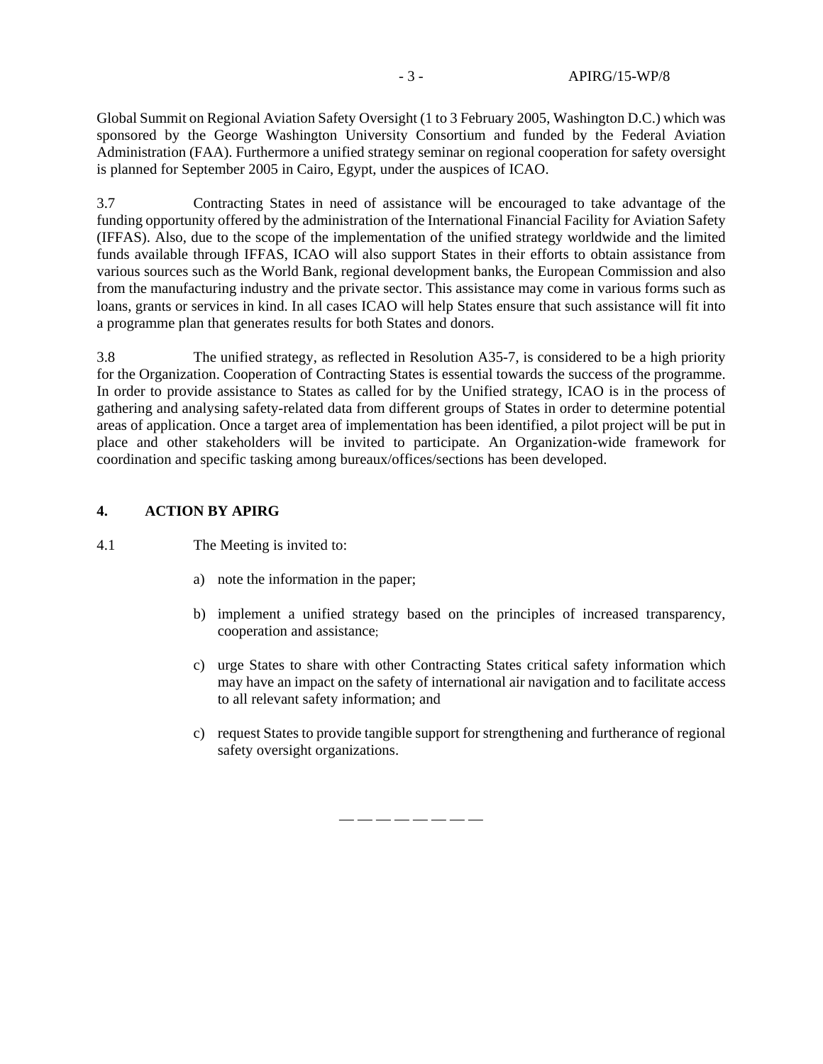Global Summit on Regional Aviation Safety Oversight (1 to 3 February 2005, Washington D.C.) which was sponsored by the George Washington University Consortium and funded by the Federal Aviation Administration (FAA). Furthermore a unified strategy seminar on regional cooperation for safety oversight is planned for September 2005 in Cairo, Egypt, under the auspices of ICAO.

3.7 Contracting States in need of assistance will be encouraged to take advantage of the funding opportunity offered by the administration of the International Financial Facility for Aviation Safety (IFFAS). Also, due to the scope of the implementation of the unified strategy worldwide and the limited funds available through IFFAS, ICAO will also support States in their efforts to obtain assistance from various sources such as the World Bank, regional development banks, the European Commission and also from the manufacturing industry and the private sector. This assistance may come in various forms such as loans, grants or services in kind. In all cases ICAO will help States ensure that such assistance will fit into a programme plan that generates results for both States and donors.

3.8 The unified strategy, as reflected in Resolution A35-7, is considered to be a high priority for the Organization. Cooperation of Contracting States is essential towards the success of the programme. In order to provide assistance to States as called for by the Unified strategy, ICAO is in the process of gathering and analysing safety-related data from different groups of States in order to determine potential areas of application. Once a target area of implementation has been identified, a pilot project will be put in place and other stakeholders will be invited to participate. An Organization-wide framework for coordination and specific tasking among bureaux/offices/sections has been developed.

## 4. ACTION BY APIRG

4.1 The Meeting is invited to:

a) note the information in the paper;

b) implement a unified strategy based on the principles of increased transparency, cooperation and assistance;

c) urge States to share with other Contracting States critical safety information which may have an impact on the safety of international air navigation and to facilitate access to all relevant safety information; and

c) request States to provide tangible support for strengthening and furtherance of regional safety oversight organizations.

— — — — — — — —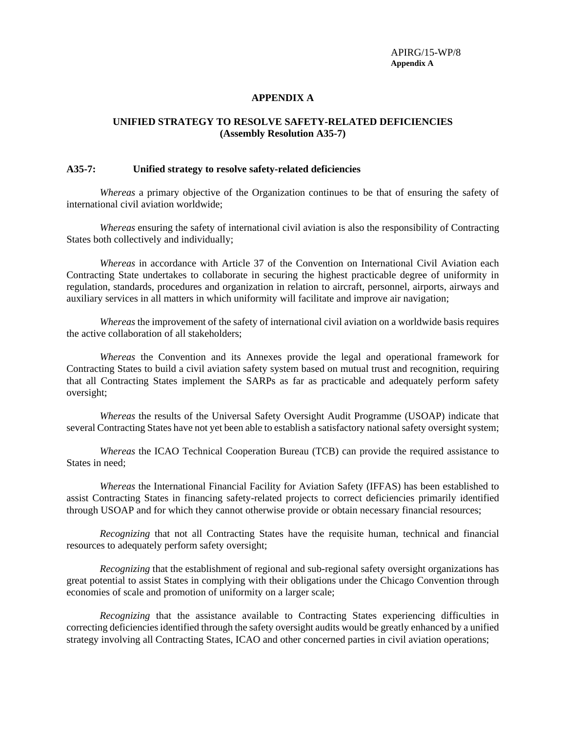## APPENDIX A

## UNIFIED STRATEGY TO RESOLVE SAFETY-RELATED DEFICIENCIES (Assembly Resolution A35-7)

### A35-7: Unified strategy to resolve safety-related deficiencies

*Whereas* a primary objective of the Organization continues to be that of ensuring the safety of international civil aviation worldwide;

*Whereas* ensuring the safety of international civil aviation is also the responsibility of Contracting States both collectively and individually;

*Whereas* in accordance with Article 37 of the Convention on International Civil Aviation each Contracting State undertakes to collaborate in securing the highest practicable degree of uniformity in regulation, standards, procedures and organization in relation to aircraft, personnel, airports, airways and auxiliary services in all matters in which uniformity will facilitate and improve air navigation;

*Whereas* the improvement of the safety of international civil aviation on a worldwide basis requires the active collaboration of all stakeholders;

*Whereas* the Convention and its Annexes provide the legal and operational framework for Contracting States to build a civil aviation safety system based on mutual trust and recognition, requiring that all Contracting States implement the SARPs as far as practicable and adequately perform safety oversight;

*Whereas* the results of the Universal Safety Oversight Audit Programme (USOAP) indicate that several Contracting States have not yet been able to establish a satisfactory national safety oversight system;

*Whereas* the ICAO Technical Cooperation Bureau (TCB) can provide the required assistance to States in need;

*Whereas* the International Financial Facility for Aviation Safety (IFFAS) has been established to assist Contracting States in financing safety-related projects to correct deficiencies primarily identified through USOAP and for which they cannot otherwise provide or obtain necessary financial resources;

*Recognizing* that not all Contracting States have the requisite human, technical and financial resources to adequately perform safety oversight;

*Recognizing* that the establishment of regional and sub-regional safety oversight organizations has great potential to assist States in complying with their obligations under the Chicago Convention through economies of scale and promotion of uniformity on a larger scale;

*Recognizing* that the assistance available to Contracting States experiencing difficulties in correcting deficiencies identified through the safety oversight audits would be greatly enhanced by a unified strategy involving all Contracting States, ICAO and other concerned parties in civil aviation operations;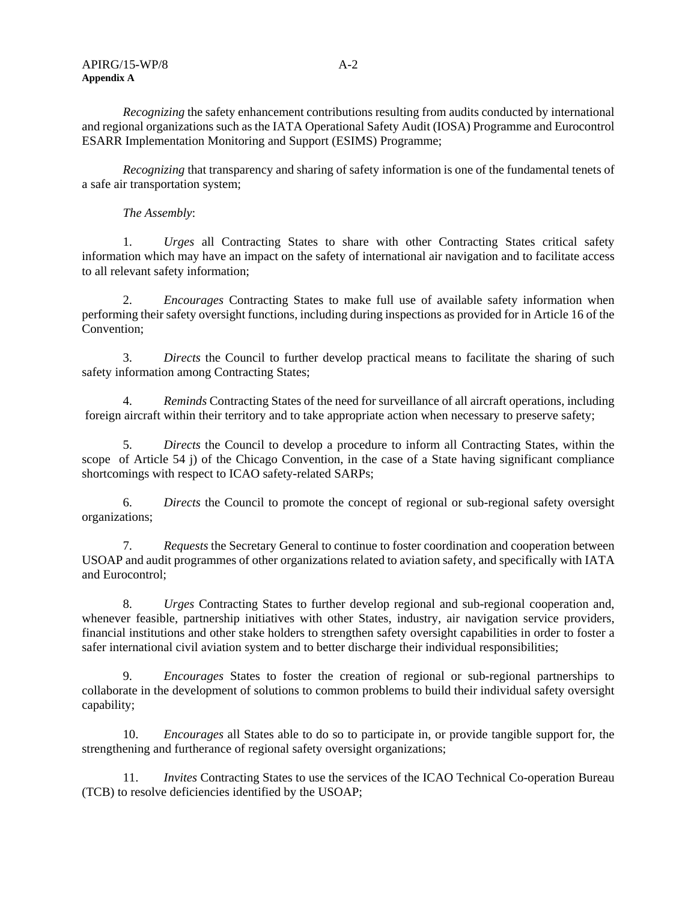*Recognizing* the safety enhancement contributions resulting from audits conducted by international and regional organizations such as the IATA Operational Safety Audit (IOSA) Programme and Eurocontrol ESARR Implementation Monitoring and Support (ESIMS) Programme;

*Recognizing* that transparency and sharing of safety information is one of the fundamental tenets of a safe air transportation system;

*The Assembly*:

1. *Urges* all Contracting States to share with other Contracting States critical safety information which may have an impact on the safety of international air navigation and to facilitate access to all relevant safety information;

2. *Encourages* Contracting States to make full use of available safety information when performing their safety oversight functions, including during inspections as provided for in Article 16 of the Convention;

3. *Directs* the Council to further develop practical means to facilitate the sharing of such safety information among Contracting States;

4. *Reminds* Contracting States of the need for surveillance of all aircraft operations, including foreign aircraft within their territory and to take appropriate action when necessary to preserve safety;

5. *Directs* the Council to develop a procedure to inform all Contracting States, within the scope of Article 54 j) of the Chicago Convention, in the case of a State having significant compliance shortcomings with respect to ICAO safety-related SARPs;

6. *Directs* the Council to promote the concept of regional or sub-regional safety oversight organizations;

7. *Requests* the Secretary General to continue to foster coordination and cooperation between USOAP and audit programmes of other organizations related to aviation safety, and specifically with IATA and Eurocontrol;

8. *Urges* Contracting States to further develop regional and sub-regional cooperation and, whenever feasible, partnership initiatives with other States, industry, air navigation service providers, financial institutions and other stake holders to strengthen safety oversight capabilities in order to foster a safer international civil aviation system and to better discharge their individual responsibilities;

9. *Encourages* States to foster the creation of regional or sub-regional partnerships to collaborate in the development of solutions to common problems to build their individual safety oversight capability;

10. *Encourages* all States able to do so to participate in, or provide tangible support for, the strengthening and furtherance of regional safety oversight organizations;

11. *Invites* Contracting States to use the services of the ICAO Technical Co-operation Bureau (TCB) to resolve deficiencies identified by the USOAP;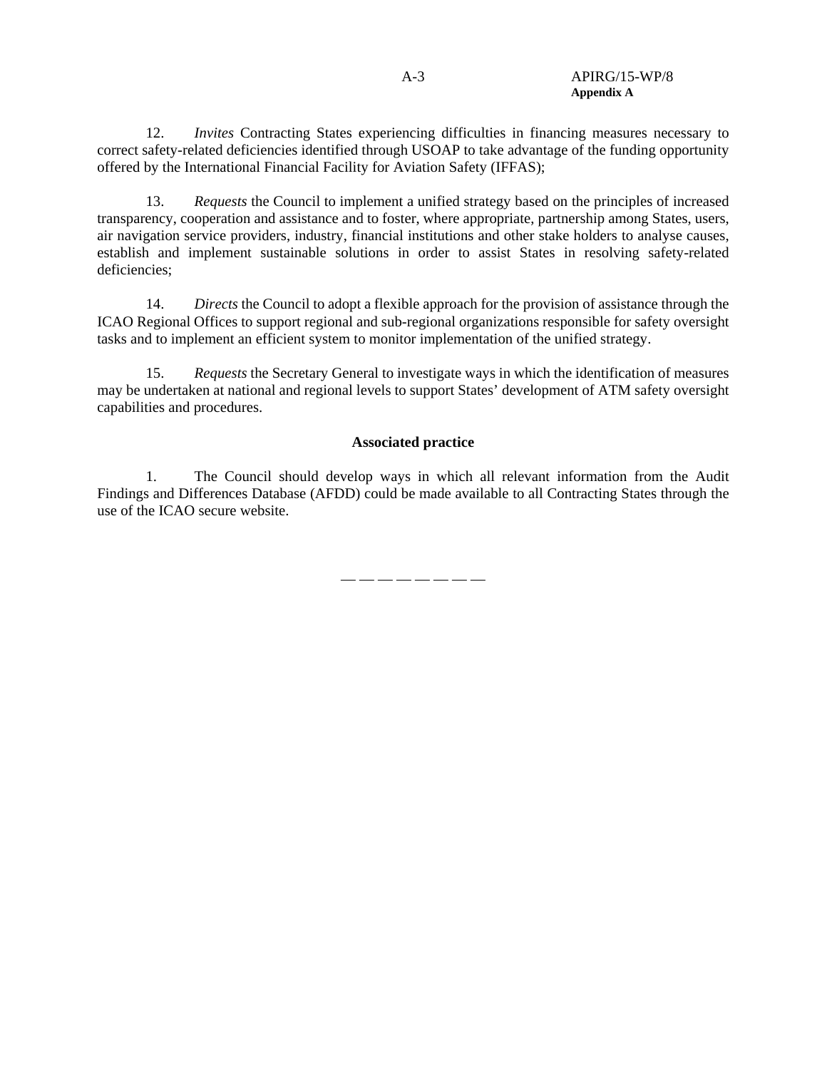12. *Invites* Contracting States experiencing difficulties in financing measures necessary to correct safety-related deficiencies identified through USOAP to take advantage of the funding opportunity offered by the International Financial Facility for Aviation Safety (IFFAS);

13. *Requests* the Council to implement a unified strategy based on the principles of increased transparency, cooperation and assistance and to foster, where appropriate, partnership among States, users, air navigation service providers, industry, financial institutions and other stake holders to analyse causes, establish and implement sustainable solutions in order to assist States in resolving safety-related deficiencies;

14. *Directs* the Council to adopt a flexible approach for the provision of assistance through the ICAO Regional Offices to support regional and sub-regional organizations responsible for safety oversight tasks and to implement an efficient system to monitor implementation of the unified strategy.

15. *Requests* the Secretary General to investigate ways in which the identification of measures may be undertaken at national and regional levels to support States' development of ATM safety oversight capabilities and procedures.

**Associated practice**

1. The Council should develop ways in which all relevant information from the Audit Findings and Differences Database (AFDD) could be made available to all Contracting States through the use of the ICAO secure website.

— — — — — — — —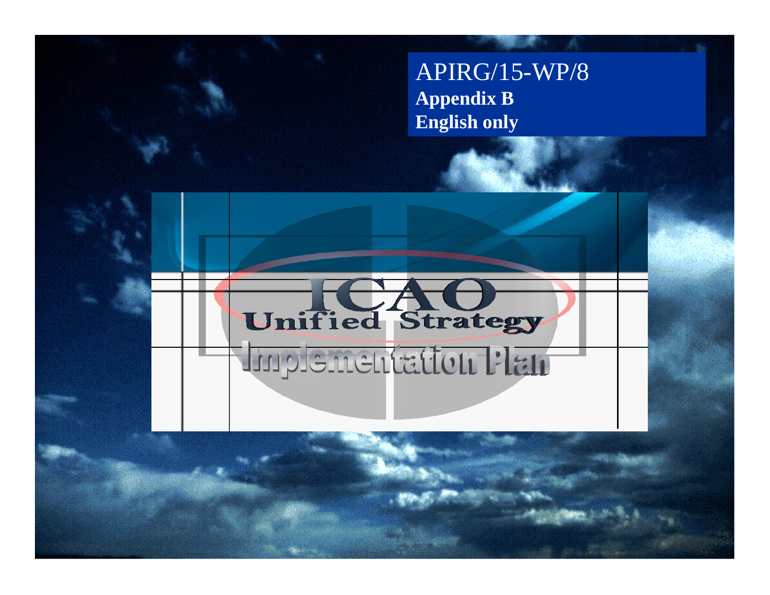APIRG/15-WP/8
**Appendix B**
**English only**

# ICAO Unified Strategy Implementation Plan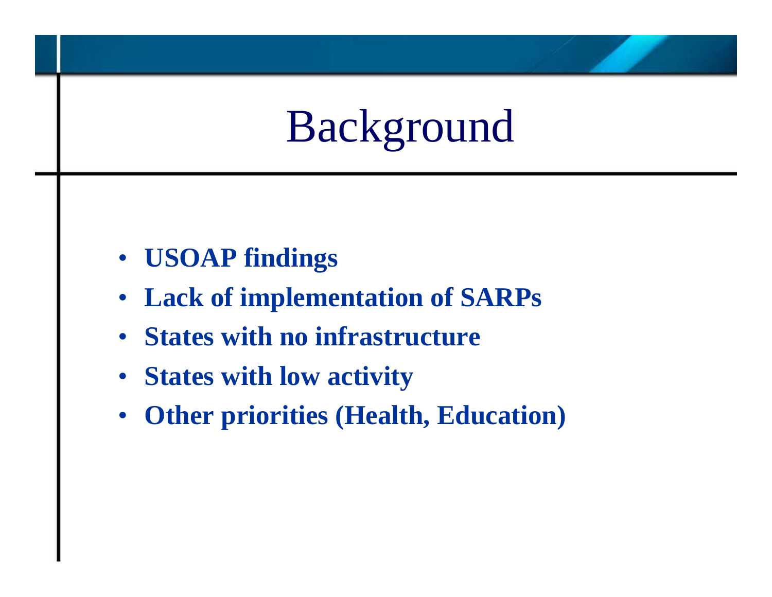# Background

- **USOAP findings**
- **Lack of implementation of SARPs**
- **States with no infrastructure**
- **States with low activity**
- **Other priorities (Health, Education)**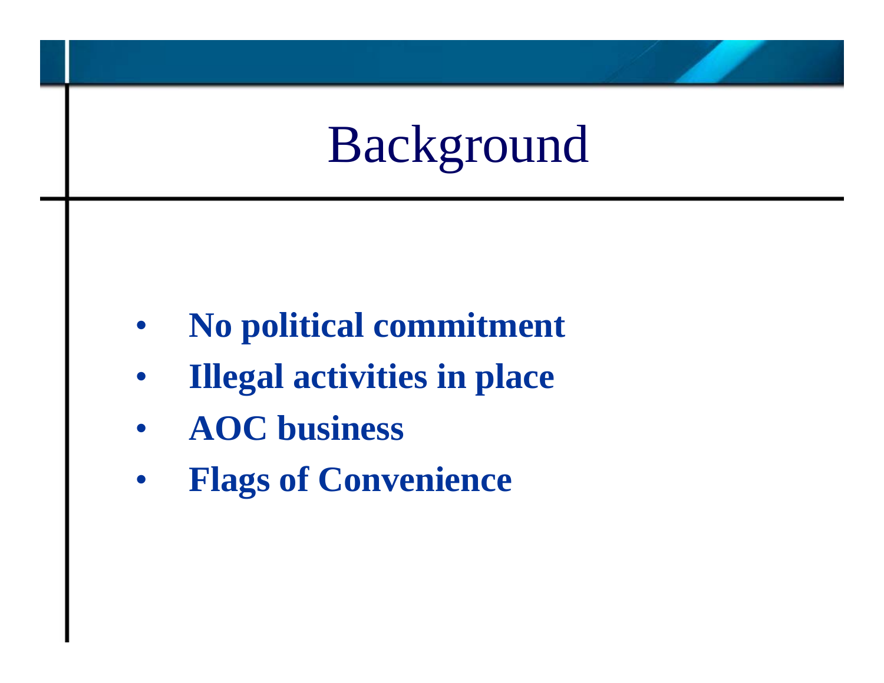# Background

- **No political commitment**
- **Illegal activities in place**
- **AOC business**
- **Flags of Convenience**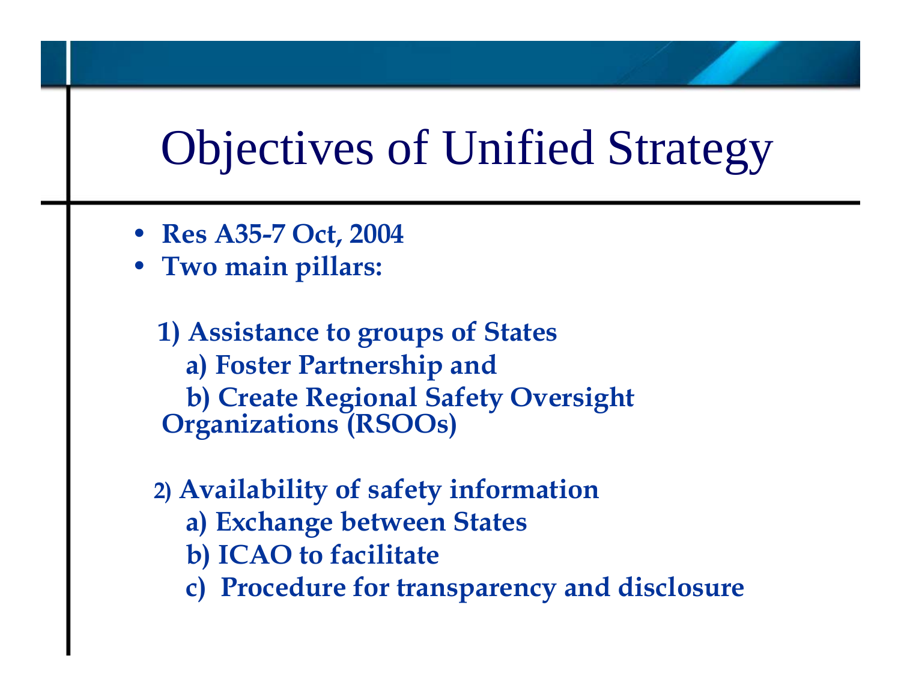# Objectives of Unified Strategy

- **Res A35-7 Oct, 2004**
- **Two main pillars:**

  **1) Assistance to groups of States**
  - **a) Foster Partnership and**
  - **b) Create Regional Safety Oversight Organizations (RSOOs)**

  **2) Availability of safety information**
  - **a) Exchange between States**
  - **b) ICAO to facilitate**
  - **c) Procedure for transparency and disclosure**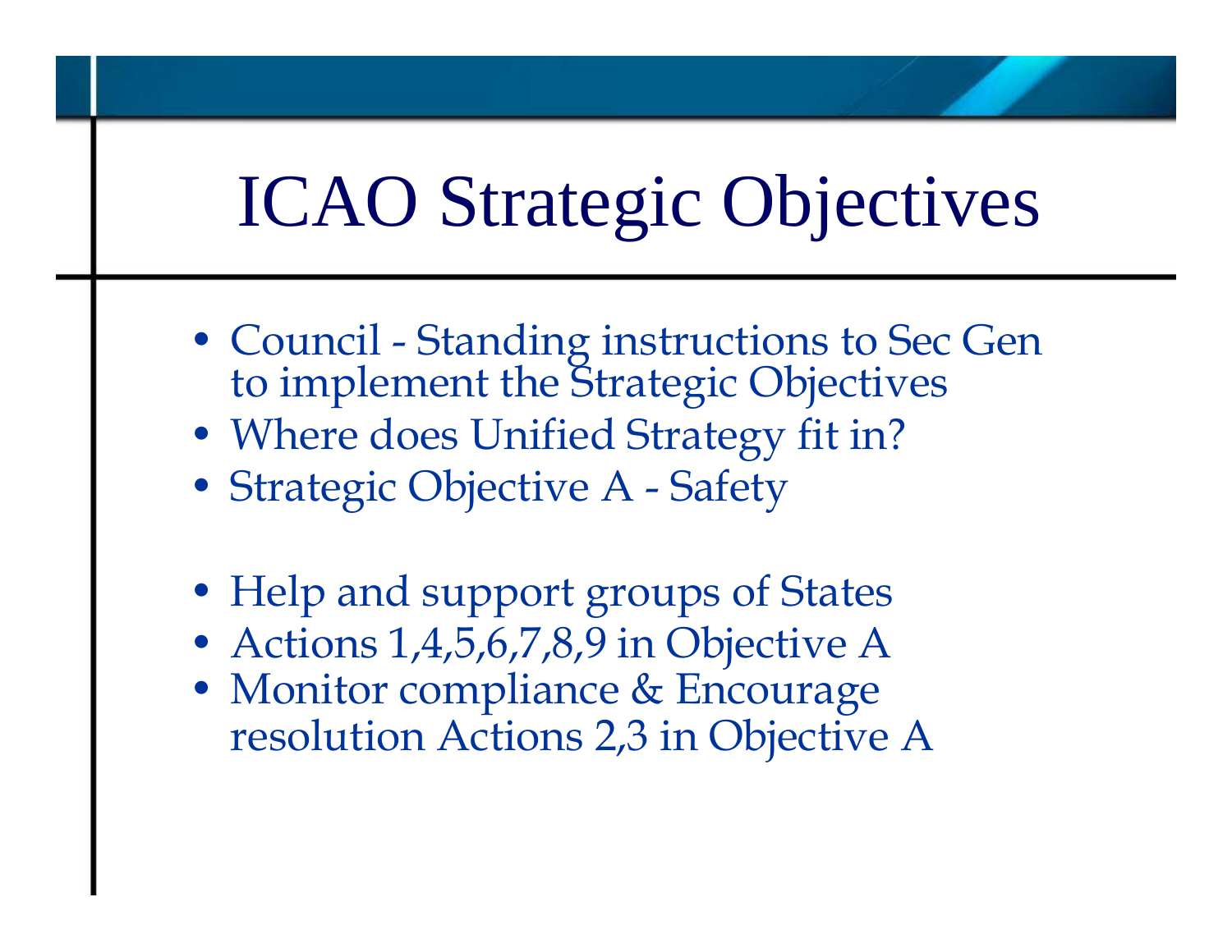# ICAO Strategic Objectives

- Council - Standing instructions to Sec Gen to implement the Strategic Objectives
- Where does Unified Strategy fit in?
- Strategic Objective A - Safety

- Help and support groups of States
- Actions 1,4,5,6,7,8,9 in Objective A
- Monitor compliance & Encourage resolution Actions 2,3 in Objective A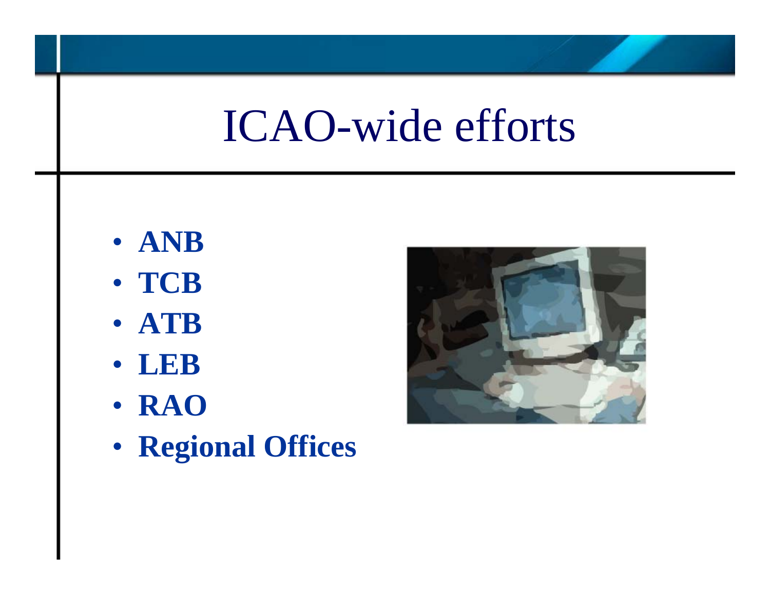# ICAO-wide efforts

- **ANB**
- **TCB**
- **ATB**
- **LEB**
- **RAO**
- **Regional Offices**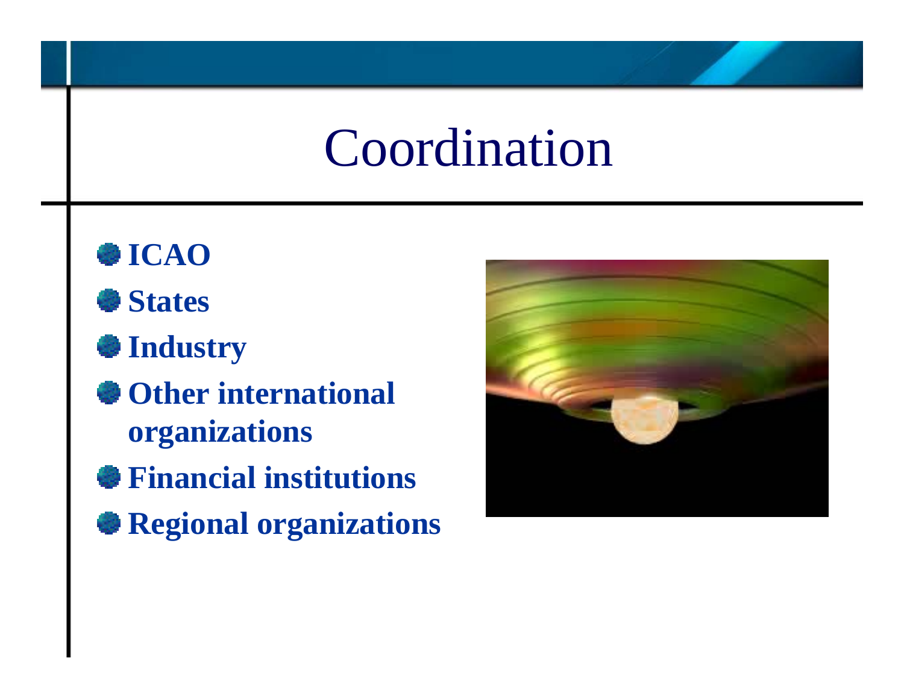# Coordination

- **ICAO**
- **States**
- **Industry**
- **Other international organizations**
- **Financial institutions**
- **Regional organizations**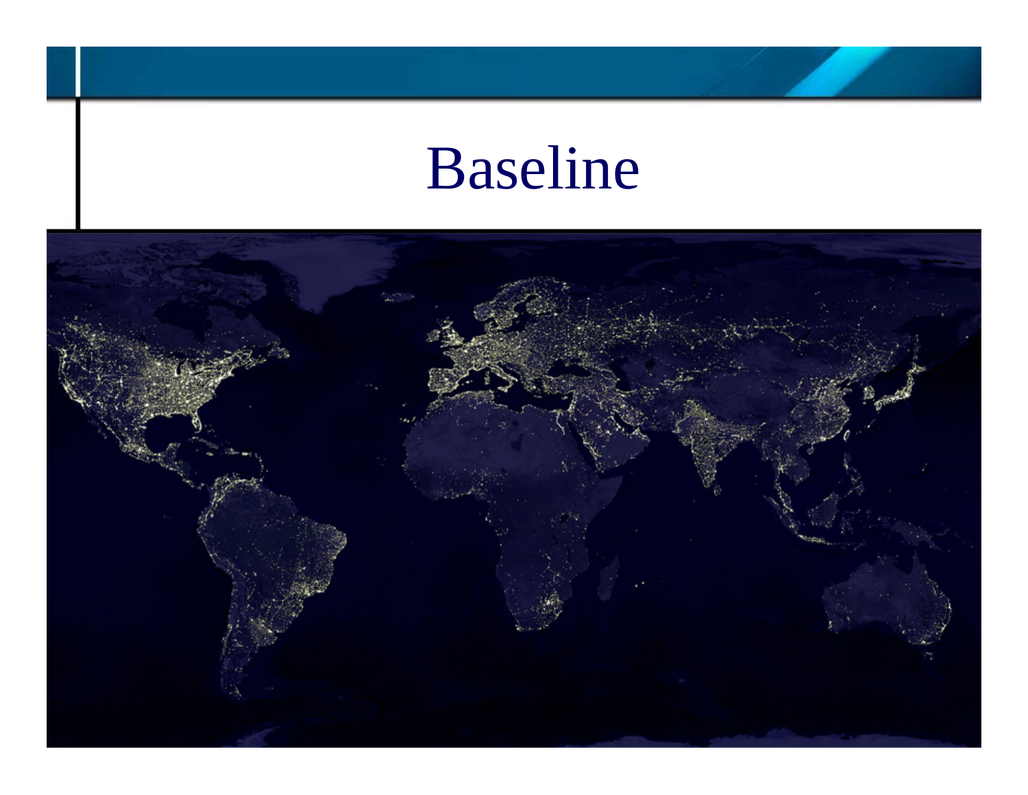# Baseline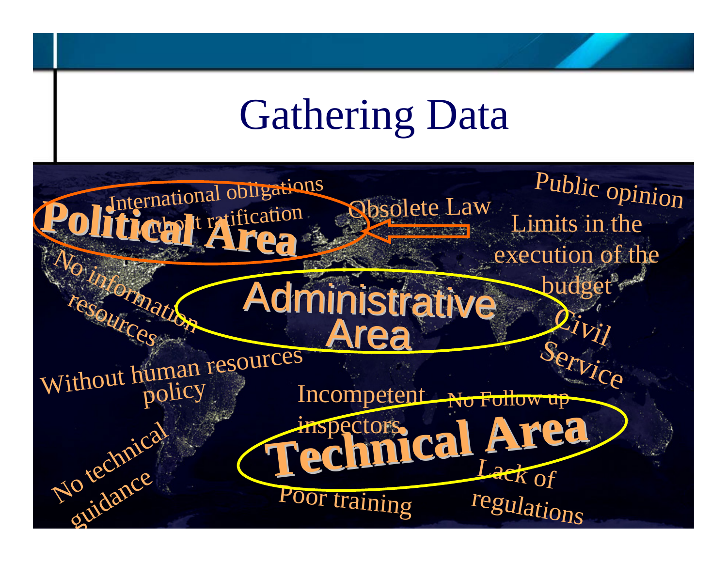# Gathering Data

**Political Area**

International obligations without ratification

Obsolete Law

Public opinion

Limits in the execution of the budget

No information resources

**Administrative Area**

Civil Service

Without human resources policy

Incompetent inspectors

No Follow up

**Technical Area**

No technical guidance

Poor training

Lack of regulations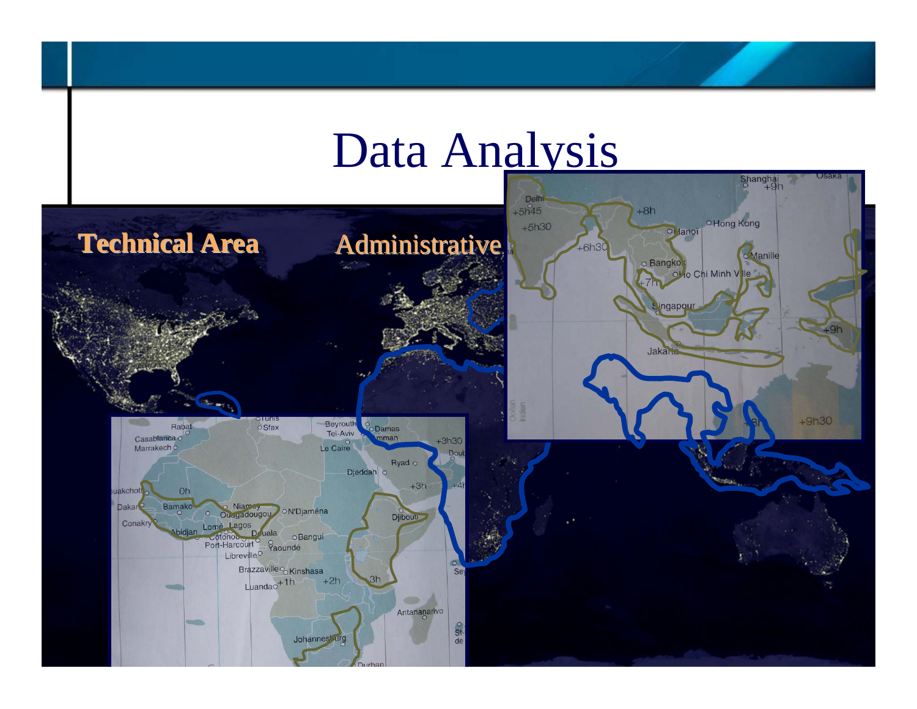# Data Analysis

**Technical Area**

Administrative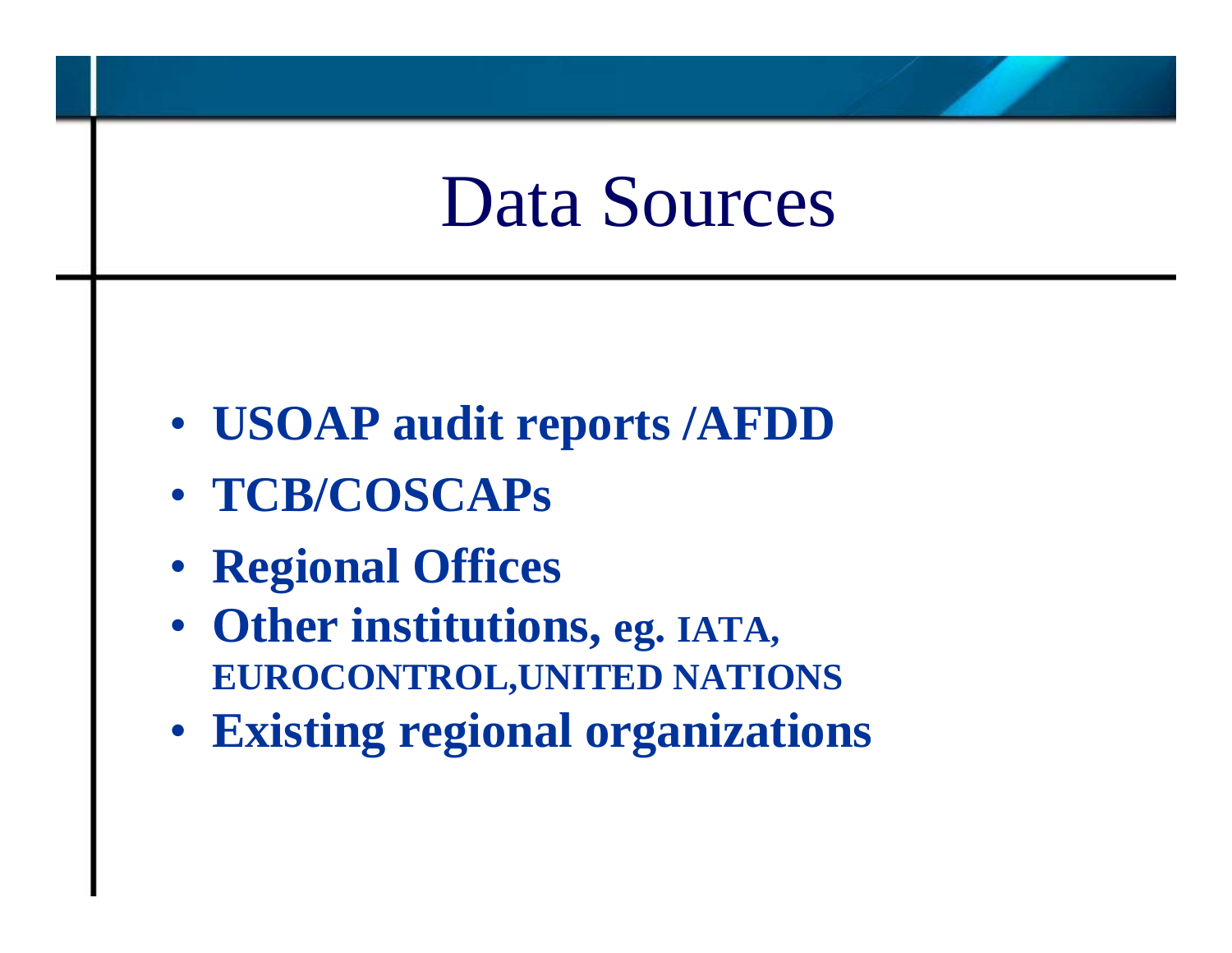# Data Sources

- **USOAP audit reports /AFDD**
- **TCB/COSCAPs**
- **Regional Offices**
- **Other institutions, eg. IATA, EUROCONTROL,UNITED NATIONS**
- **Existing regional organizations**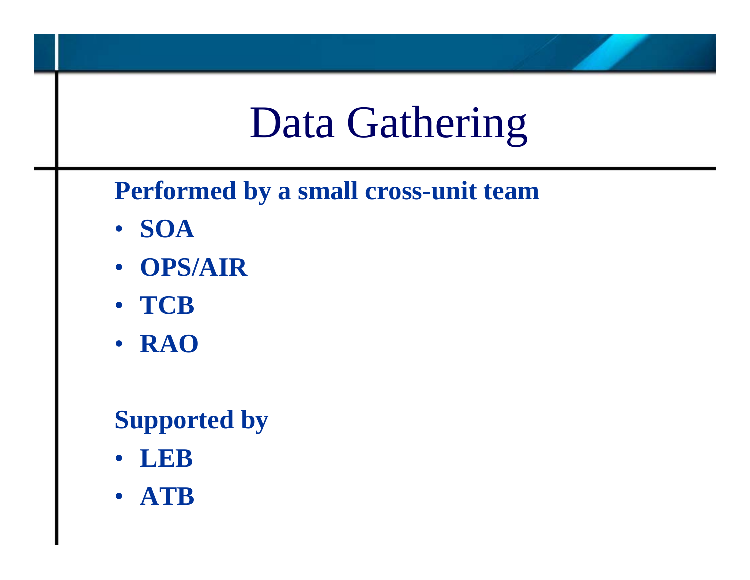# Data Gathering

**Performed by a small cross-unit team**

- **SOA**
- **OPS/AIR**
- **TCB**
- **RAO**

**Supported by**

- **LEB**
- **ATB**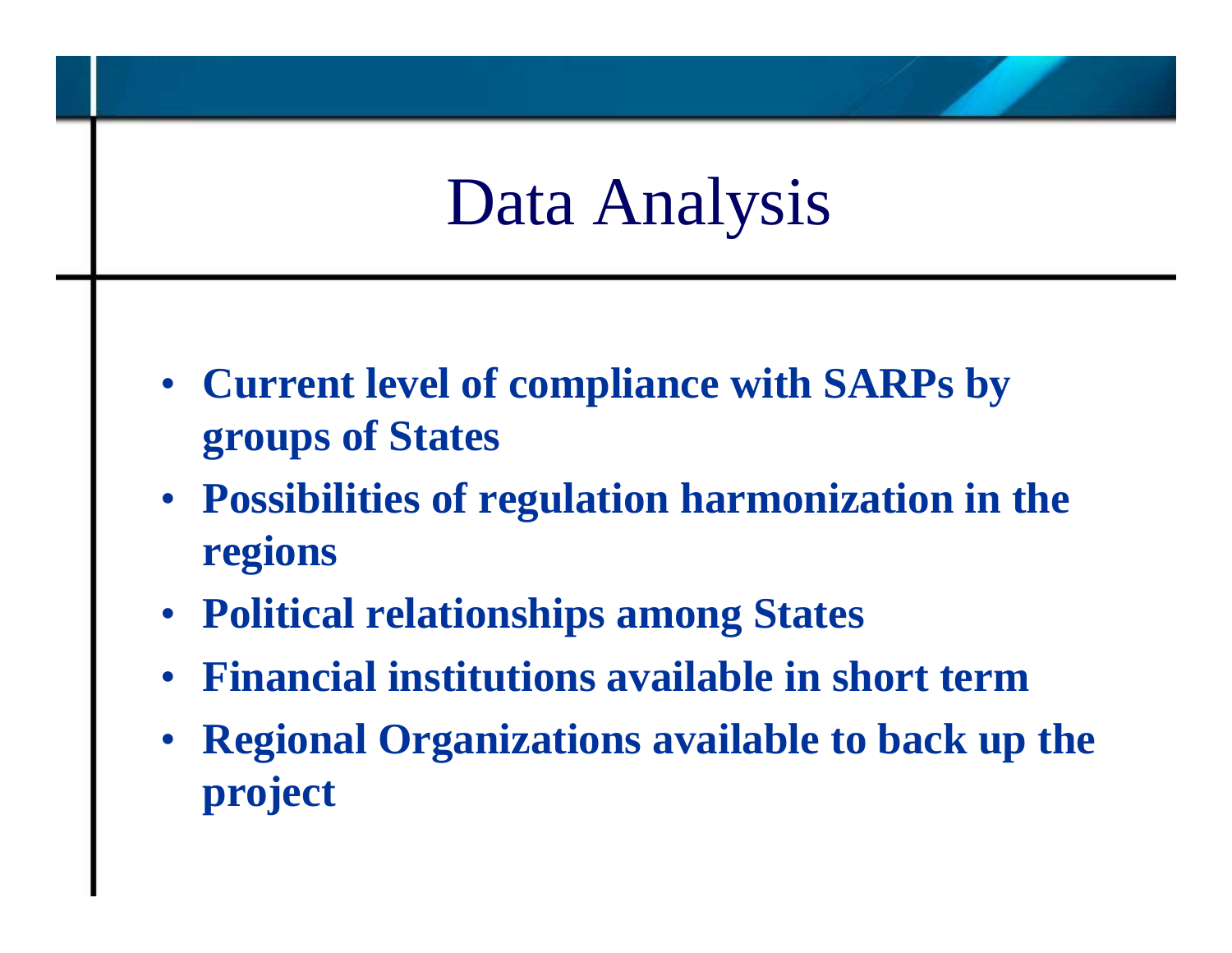# Data Analysis

- **Current level of compliance with SARPs by groups of States**
- **Possibilities of regulation harmonization in the regions**
- **Political relationships among States**
- **Financial institutions available in short term**
- **Regional Organizations available to back up the project**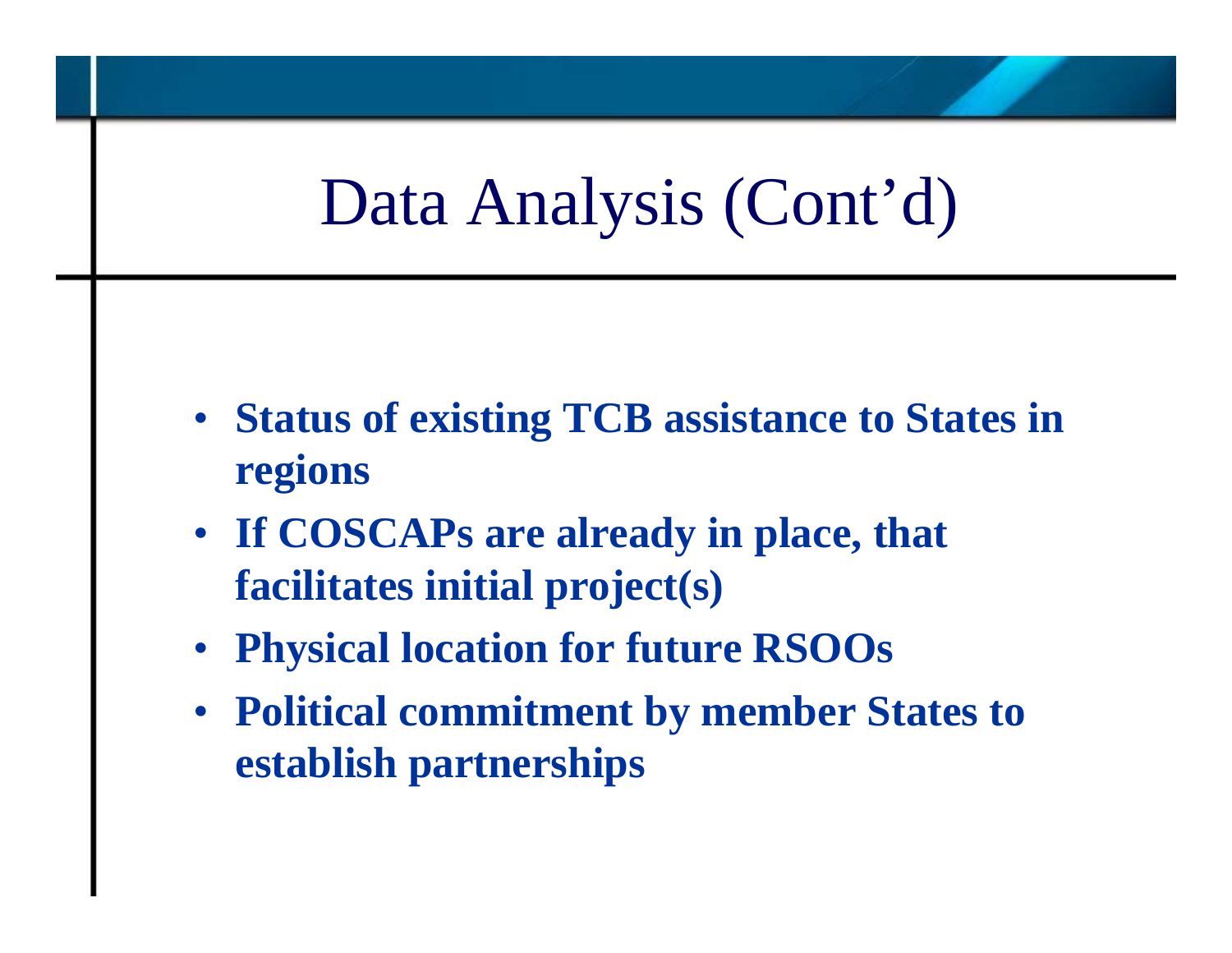# Data Analysis (Cont'd)

- **Status of existing TCB assistance to States in regions**
- **If COSCAPs are already in place, that facilitates initial project(s)**
- **Physical location for future RSOOs**
- **Political commitment by member States to establish partnerships**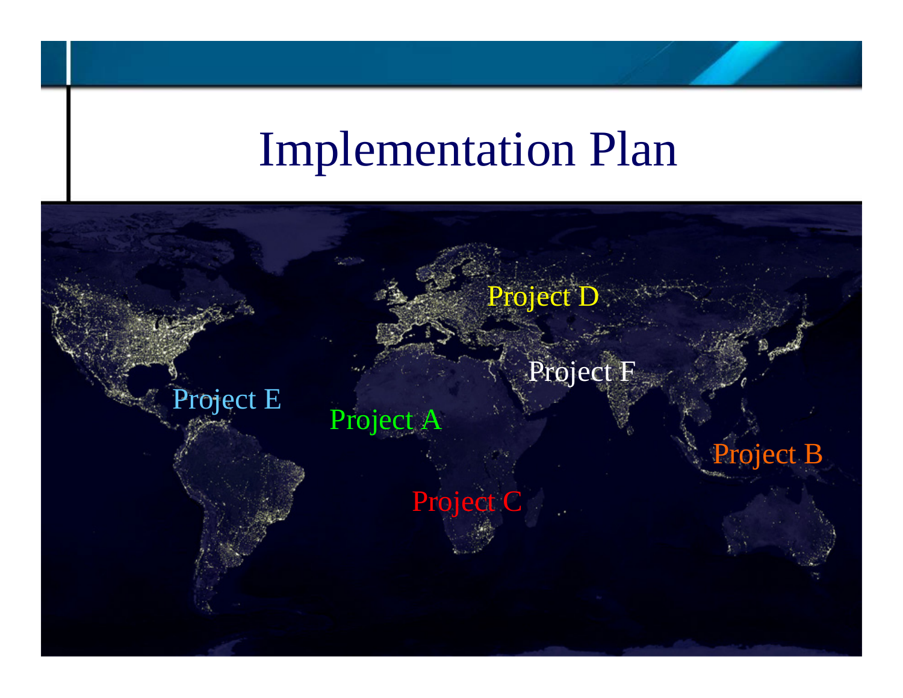# Implementation Plan

Project D

Project F

Project E

Project A

Project B

Project C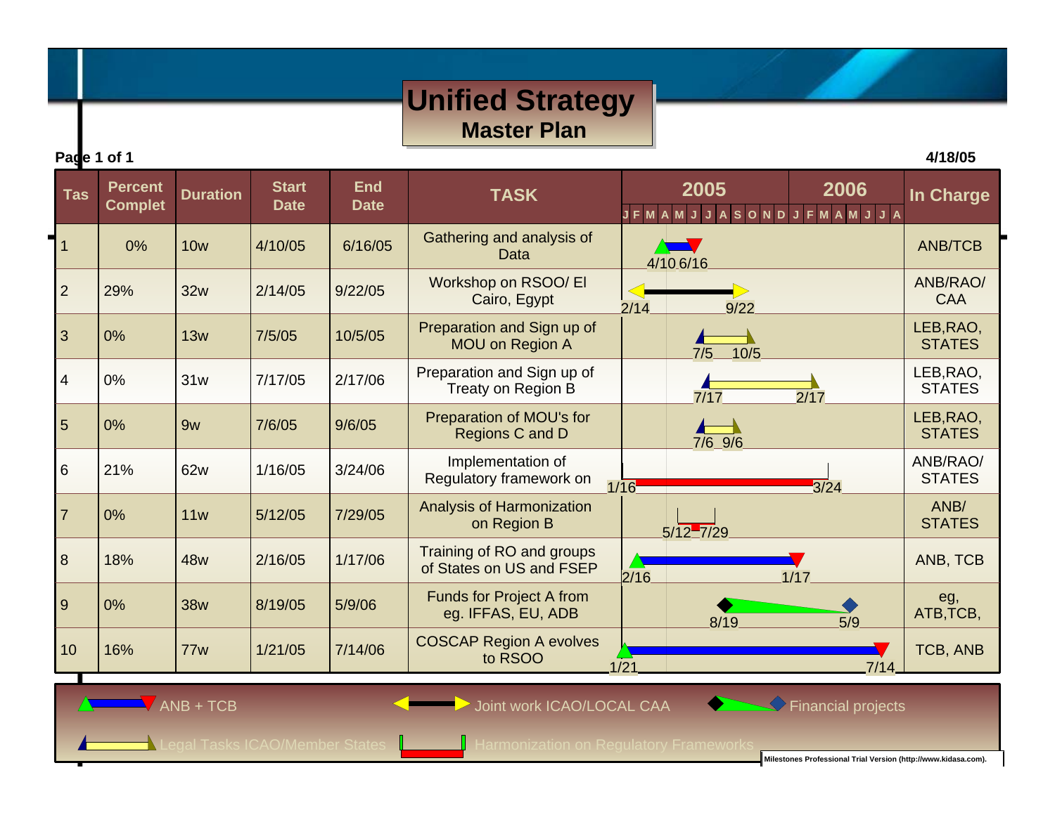# Unified Strategy

## Master Plan

**Page 1 of 1** **4/18/05**

| Tas | Percent Complet | Duration | Start Date | End Date | TASK | 2005 / 2006 | In Charge |
|---|---|---|---|---|---|---|---|
| 1 | 0% | 10w | 4/10/05 | 6/16/05 | Gathering and analysis of Data | 4/10 6/16 | ANB/TCB |
| 2 | 29% | 32w | 2/14/05 | 9/22/05 | Workshop on RSOO/ El Cairo, Egypt | 2/14 9/22 | ANB/RAO/ CAA |
| 3 | 0% | 13w | 7/5/05 | 10/5/05 | Preparation and Sign up of MOU on Region A | 7/5 10/5 | LEB,RAO, STATES |
| 4 | 0% | 31w | 7/17/05 | 2/17/06 | Preparation and Sign up of Treaty on Region B | 7/17 2/17 | LEB,RAO, STATES |
| 5 | 0% | 9w | 7/6/05 | 9/6/05 | Preparation of MOU's for Regions C and D | 7/6 9/6 | LEB,RAO, STATES |
| 6 | 21% | 62w | 1/16/05 | 3/24/06 | Implementation of Regulatory framework on | 1/16 3/24 | ANB/RAO/ STATES |
| 7 | 0% | 11w | 5/12/05 | 7/29/05 | Analysis of Harmonization on Region B | 5/12 7/29 | ANB/ STATES |
| 8 | 18% | 48w | 2/16/05 | 1/17/06 | Training of RO and groups of States on US and FSEP | 2/16 1/17 | ANB, TCB |
| 9 | 0% | 38w | 8/19/05 | 5/9/06 | Funds for Project A from eg. IFFAS, EU, ADB | 8/19 5/9 | eg, ATB,TCB, |
| 10 | 16% | 77w | 1/21/05 | 7/14/06 | COSCAP Region A evolves to RSOO | 1/21 7/14 | TCB, ANB |

ANB + TCB

Joint work ICAO/LOCAL CAA

Financial projects

Legal Tasks ICAO/Member States

Harmonization on Regulatory Frameworks

Milestones Professional Trial Version (http://www.kidasa.com).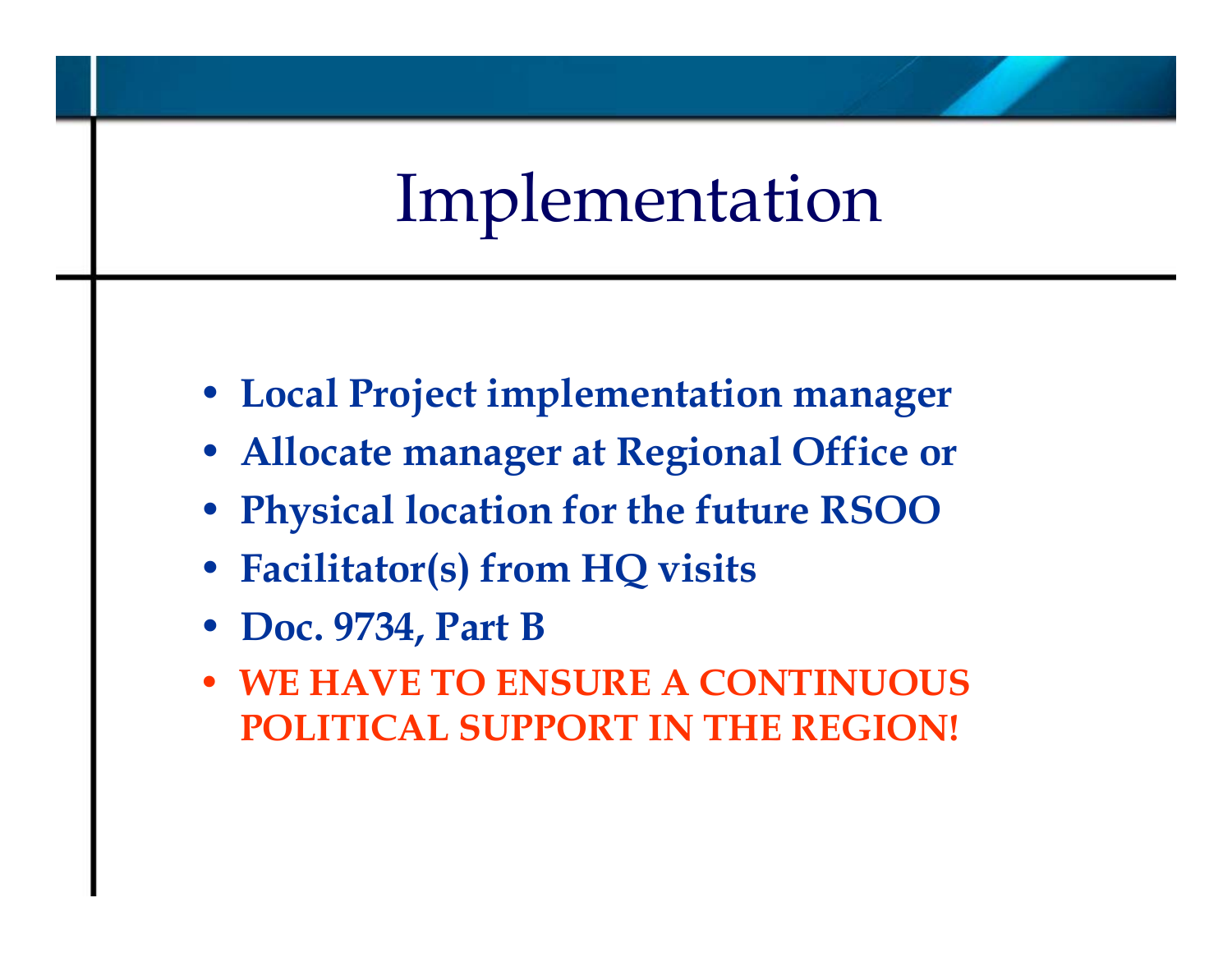# Implementation

- **Local Project implementation manager**
- **Allocate manager at Regional Office or**
- **Physical location for the future RSOO**
- **Facilitator(s) from HQ visits**
- **Doc. 9734, Part B**
- **WE HAVE TO ENSURE A CONTINUOUS POLITICAL SUPPORT IN THE REGION!**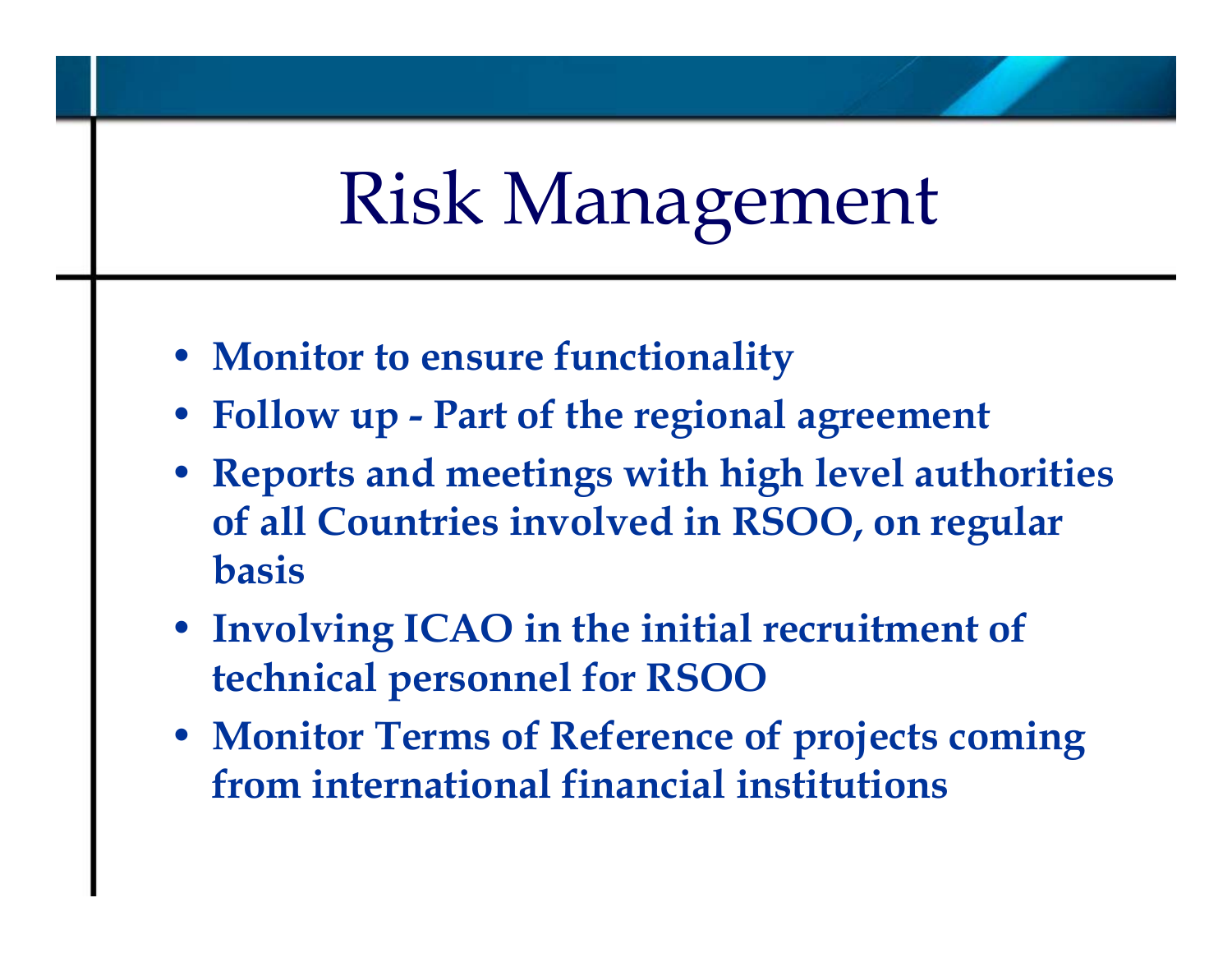# Risk Management

- **Monitor to ensure functionality**
- **Follow up - Part of the regional agreement**
- **Reports and meetings with high level authorities of all Countries involved in RSOO, on regular basis**
- **Involving ICAO in the initial recruitment of technical personnel for RSOO**
- **Monitor Terms of Reference of projects coming from international financial institutions**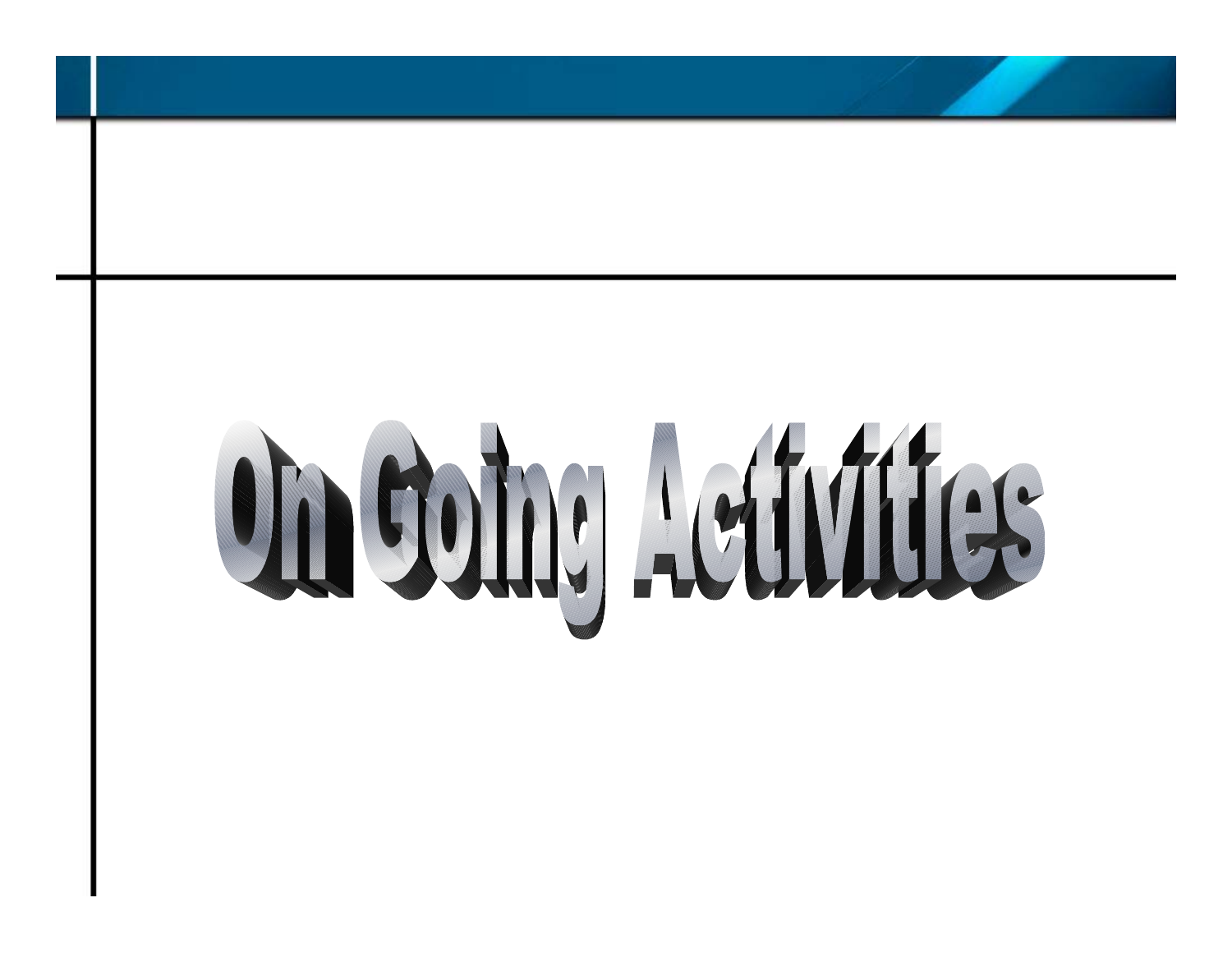# On Going Activities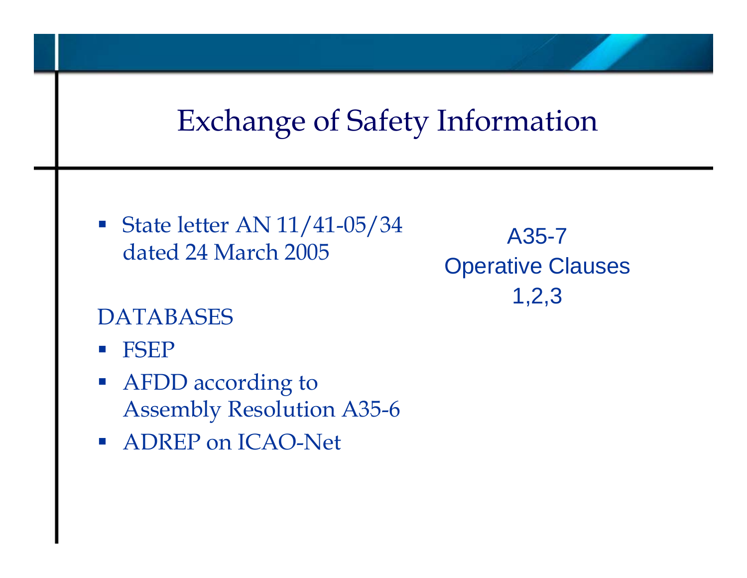# Exchange of Safety Information

- State letter AN 11/41-05/34 dated 24 March 2005

DATABASES

- FSEP
- AFDD according to Assembly Resolution A35-6
- ADREP on ICAO-Net

A35-7
Operative Clauses
1,2,3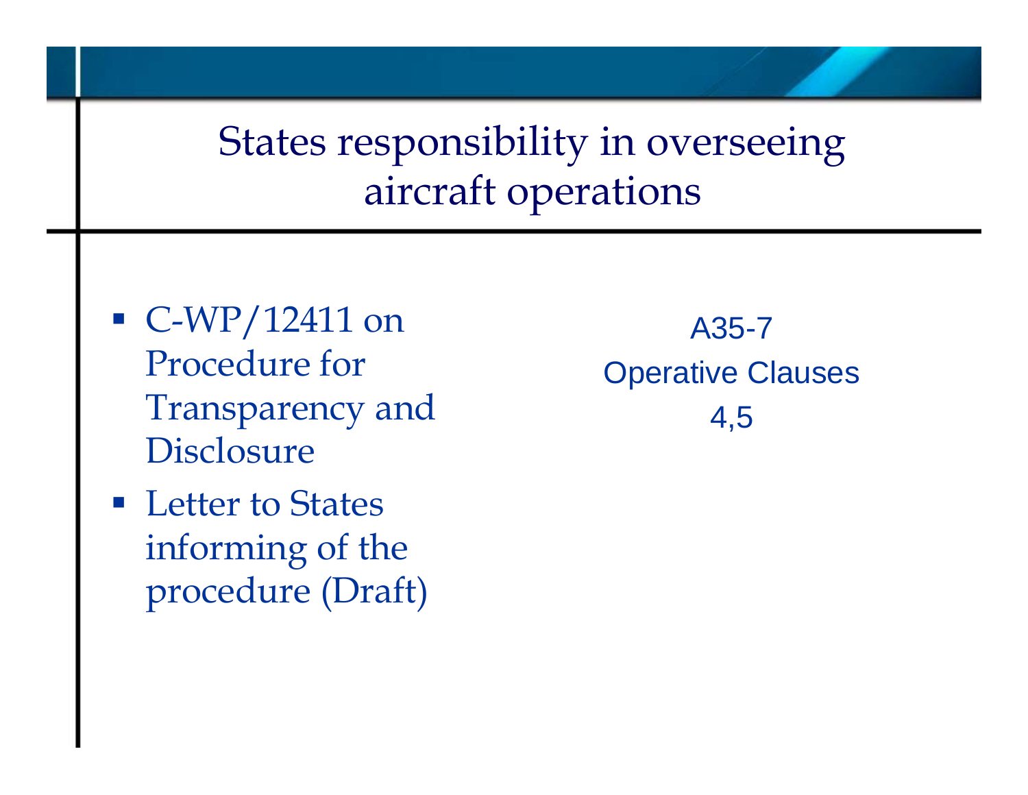# States responsibility in overseeing aircraft operations

- C-WP/12411 on Procedure for Transparency and Disclosure
- Letter to States informing of the procedure (Draft)

A35-7

Operative Clauses

4,5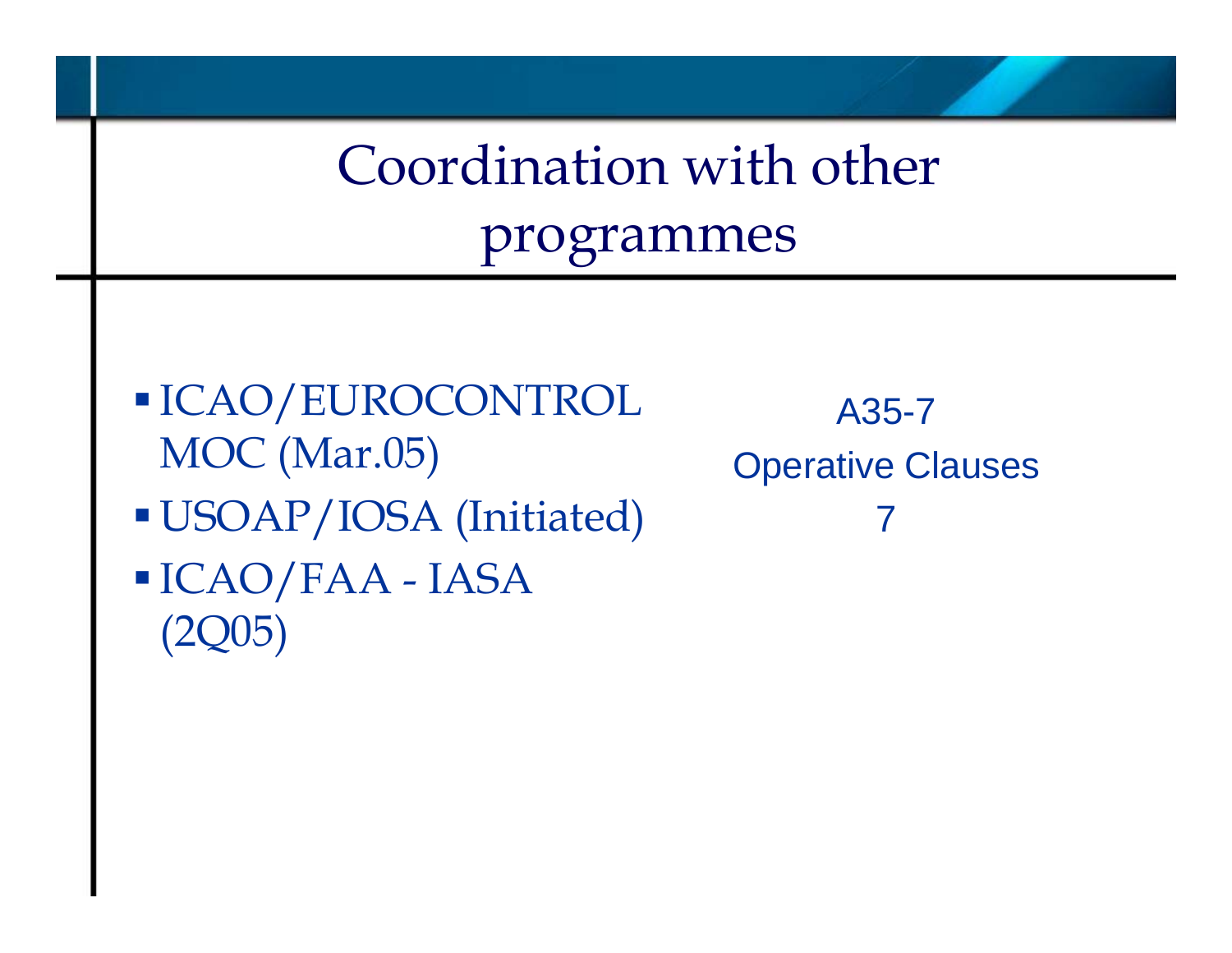# Coordination with other programmes

- ICAO/EUROCONTROL MOC (Mar.05)
- USOAP/IOSA (Initiated)
- ICAO/FAA - IASA (2Q05)

A35-7

Operative Clauses

7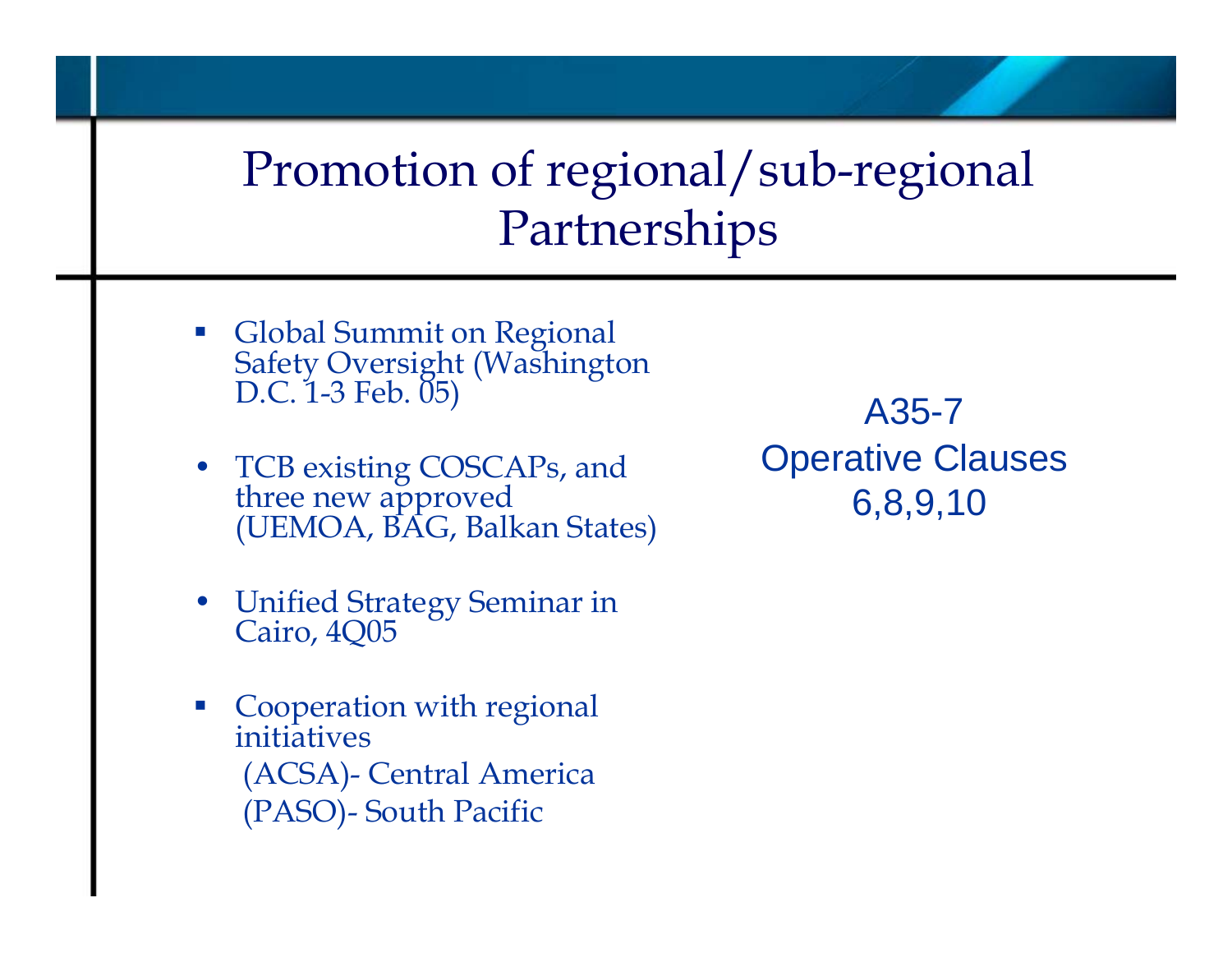# Promotion of regional/sub-regional Partnerships

- Global Summit on Regional Safety Oversight (Washington D.C. 1-3 Feb. 05)
- TCB existing COSCAPs, and three new approved (UEMOA, BAG, Balkan States)
- Unified Strategy Seminar in Cairo, 4Q05
- Cooperation with regional initiatives
  (ACSA)- Central America
  (PASO)- South Pacific

A35-7
Operative Clauses
6,8,9,10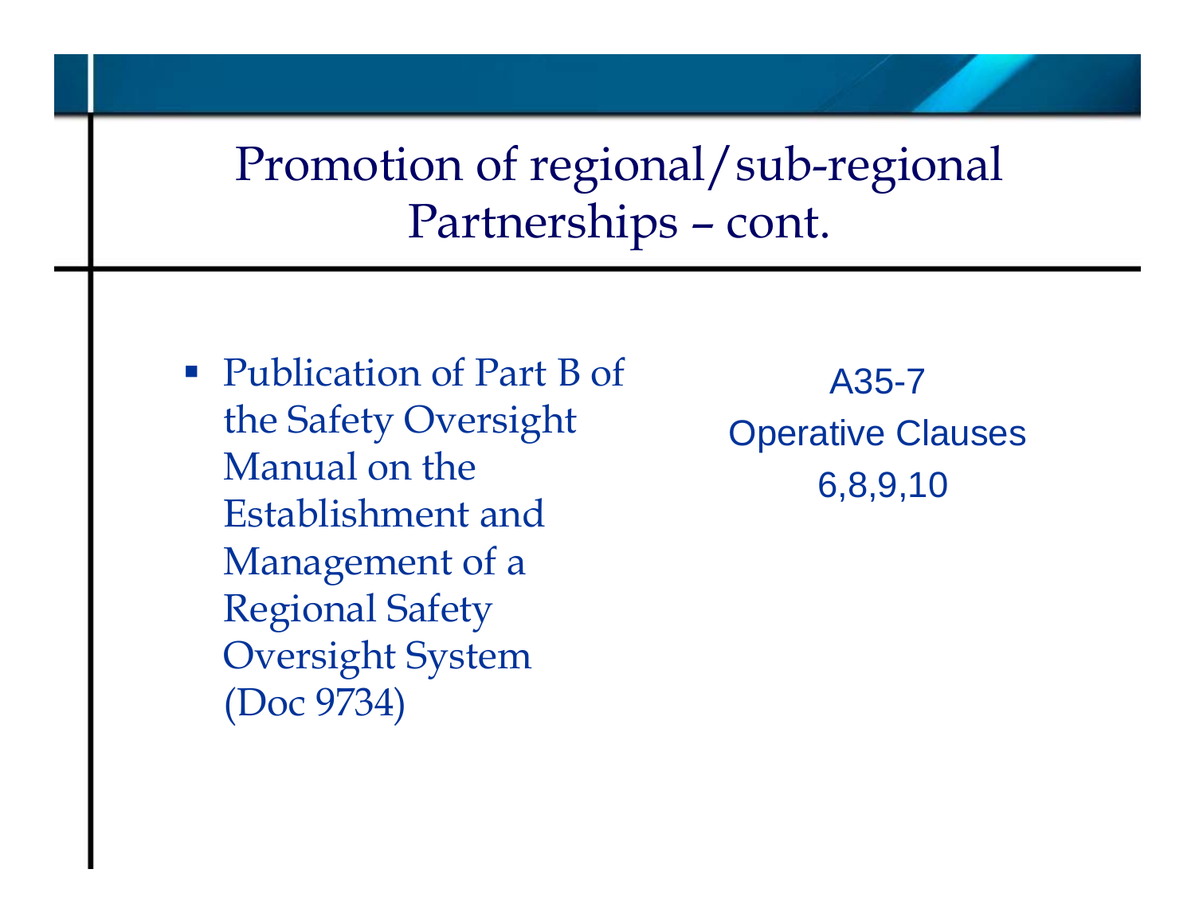# Promotion of regional/sub-regional Partnerships – cont.

- Publication of Part B of the Safety Oversight Manual on the Establishment and Management of a Regional Safety Oversight System (Doc 9734)

A35-7

Operative Clauses

6,8,9,10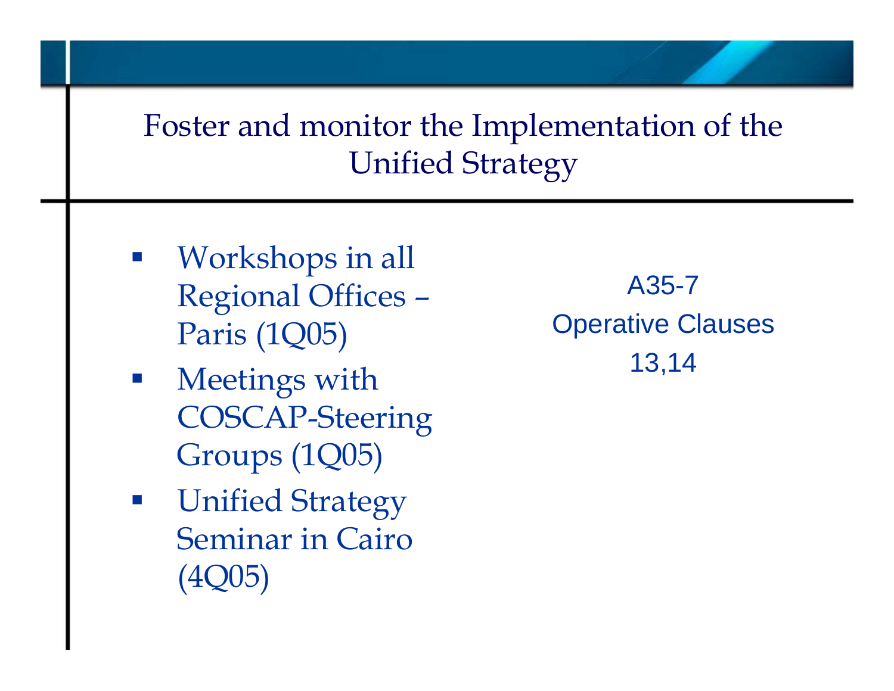# Foster and monitor the Implementation of the Unified Strategy

- Workshops in all Regional Offices – Paris (1Q05)
- Meetings with COSCAP-Steering Groups (1Q05)
- Unified Strategy Seminar in Cairo (4Q05)

A35-7

Operative Clauses

13,14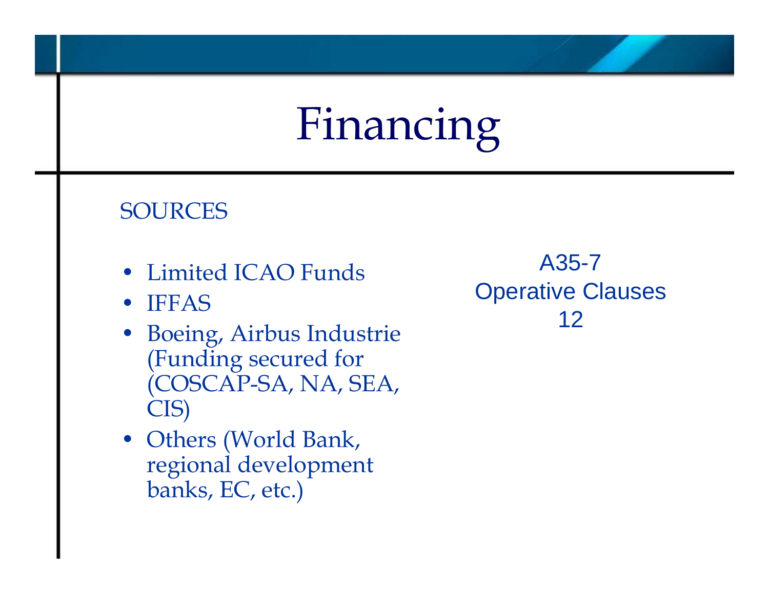# Financing

SOURCES

- Limited ICAO Funds
- IFFAS
- Boeing, Airbus Industrie (Funding secured for (COSCAP-SA, NA, SEA, CIS)
- Others (World Bank, regional development banks, EC, etc.)

A35-7
Operative Clauses
12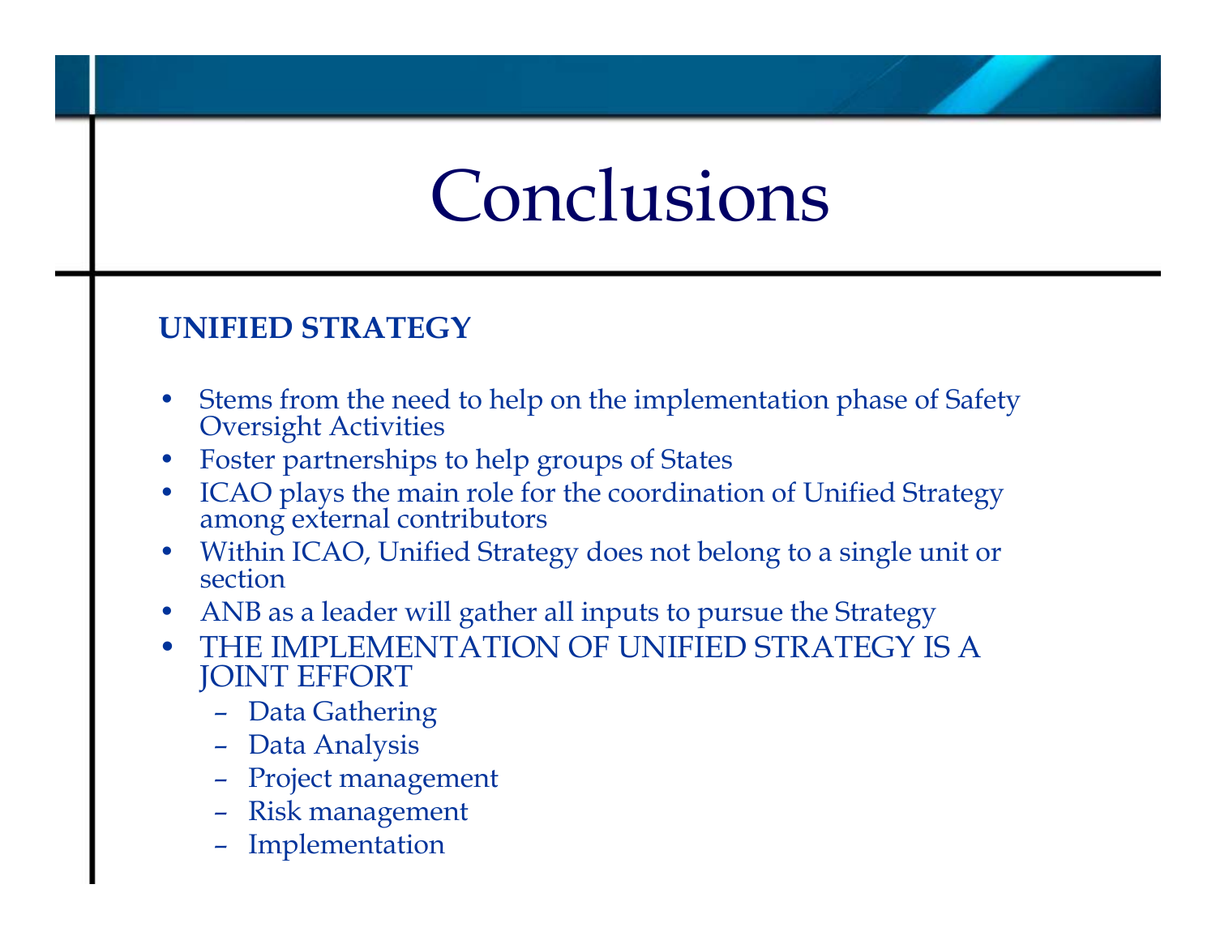# Conclusions

**UNIFIED STRATEGY**

- Stems from the need to help on the implementation phase of Safety Oversight Activities
- Foster partnerships to help groups of States
- ICAO plays the main role for the coordination of Unified Strategy among external contributors
- Within ICAO, Unified Strategy does not belong to a single unit or section
- ANB as a leader will gather all inputs to pursue the Strategy
- THE IMPLEMENTATION OF UNIFIED STRATEGY IS A JOINT EFFORT
  - Data Gathering
  - Data Analysis
  - Project management
  - Risk management
  - Implementation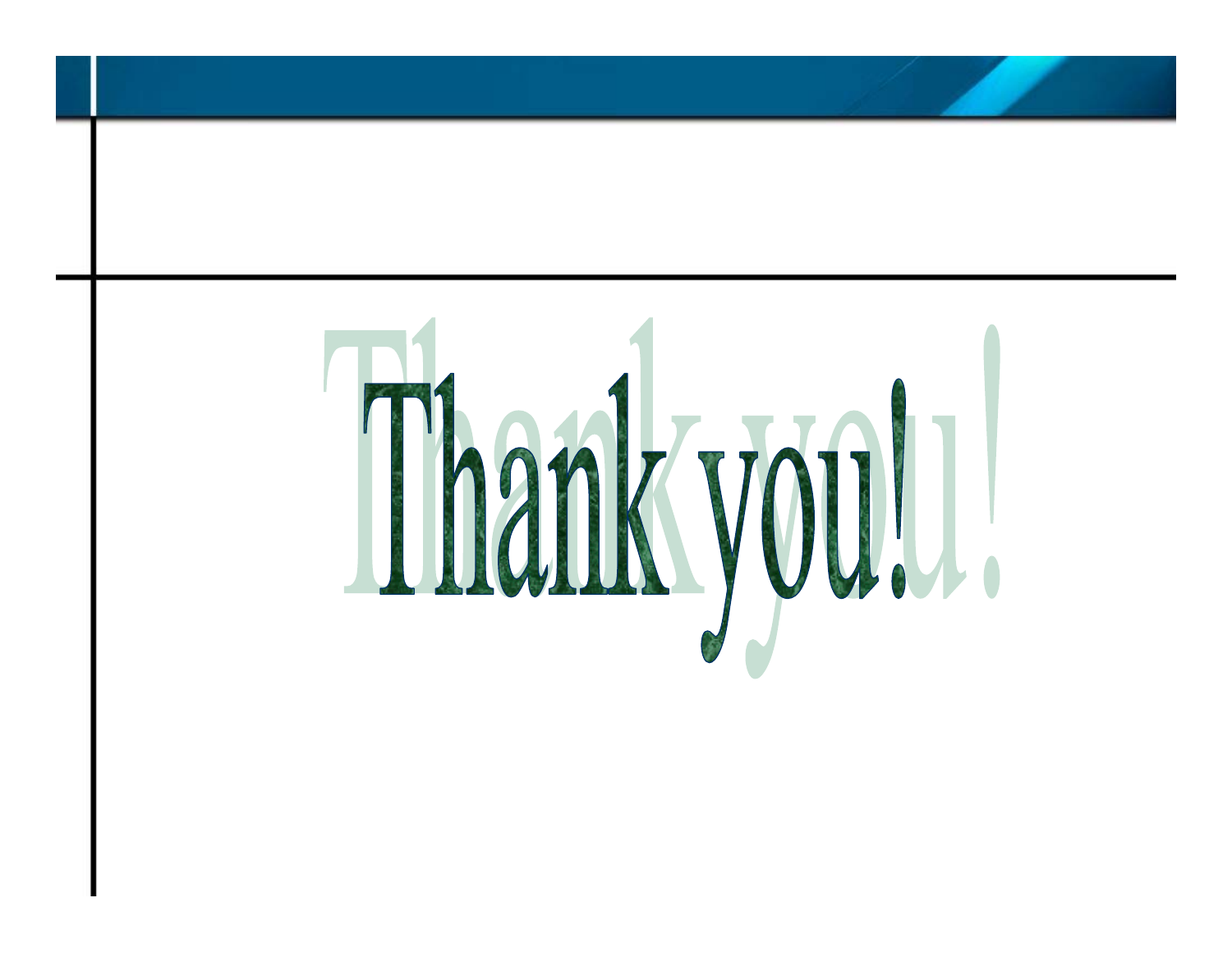# Thank you!